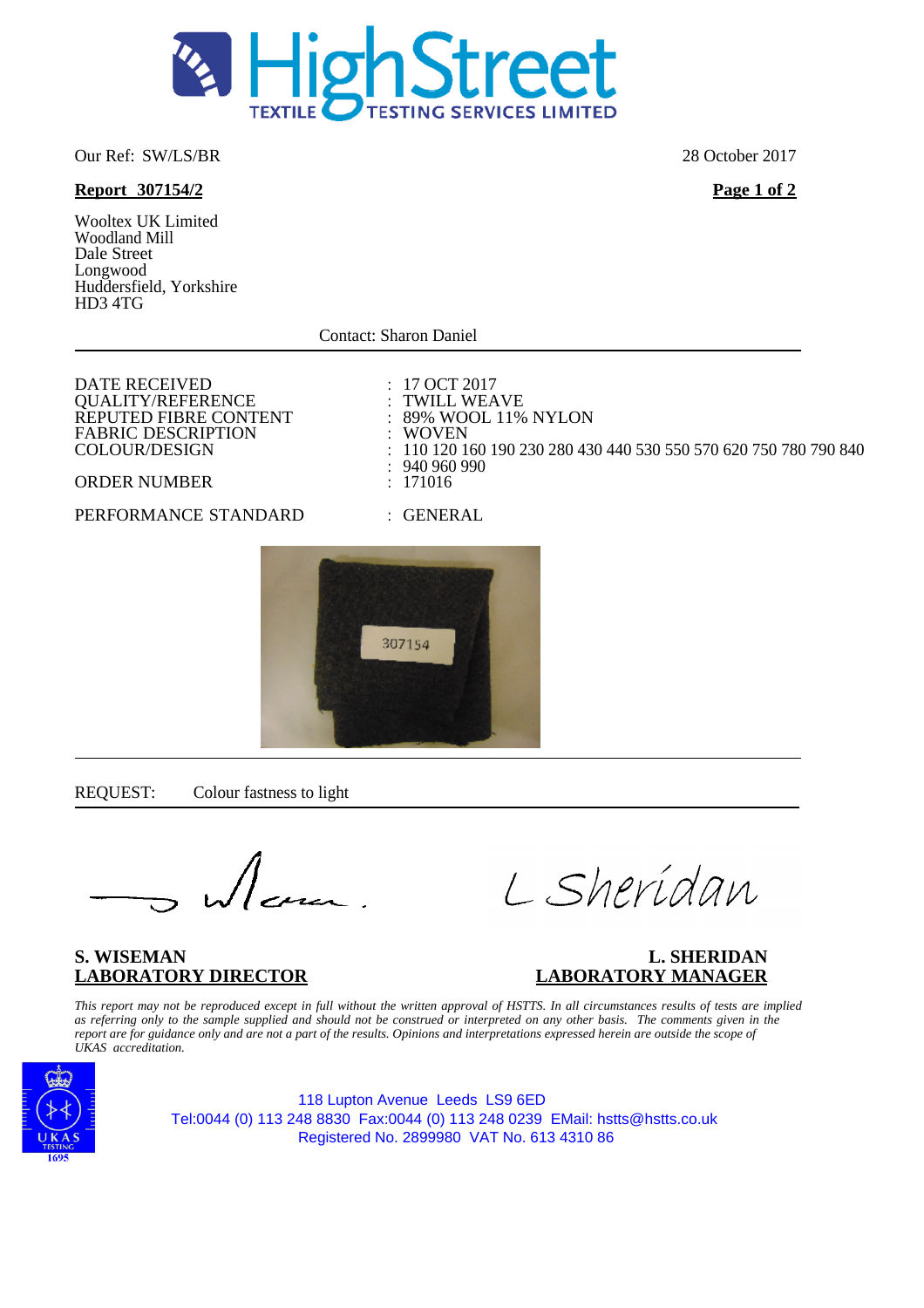# HighStreet TEXTILE TESTING SERVICES LIMITED

Our Ref: SW/LS/BR

28 October 2017

**Report 307154/2**

Wooltex UK Limited
Woodland Mill
Dale Street
Longwood
Huddersfield, Yorkshire
HD3 4TG

Contact: Sharon Daniel

| | |
|---|---|
| DATE RECEIVED | : 17 OCT 2017 |
| QUALITY/REFERENCE | : TWILL WEAVE |
| REPUTED FIBRE CONTENT | : 89% WOOL 11% NYLON |
| FABRIC DESCRIPTION | : WOVEN |
| COLOUR/DESIGN | : 110 120 160 190 230 280 430 440 530 550 570 620 750 780 790 840 |
| | : 940 960 990 |
| ORDER NUMBER | : 171016 |
| PERFORMANCE STANDARD | : GENERAL |

307154

REQUEST: Colour fastness to light

**S. WISEMAN**
**LABORATORY DIRECTOR**

**L. SHERIDAN**
**LABORATORY MANAGER**

*This report may not be reproduced except in full without the written approval of HSTTS. In all circumstances results of tests are implied as referring only to the sample supplied and should not be construed or interpreted on any other basis. The comments given in the report are for guidance only and are not a part of the results. Opinions and interpretations expressed herein are outside the scope of UKAS accreditation.*

UKAS TESTING 1695

118 Lupton Avenue Leeds LS9 6ED
Tel:0044 (0) 113 248 8830 Fax:0044 (0) 113 248 0239 EMail: hstts@hstts.co.uk
Registered No. 2899980 VAT No. 613 4310 86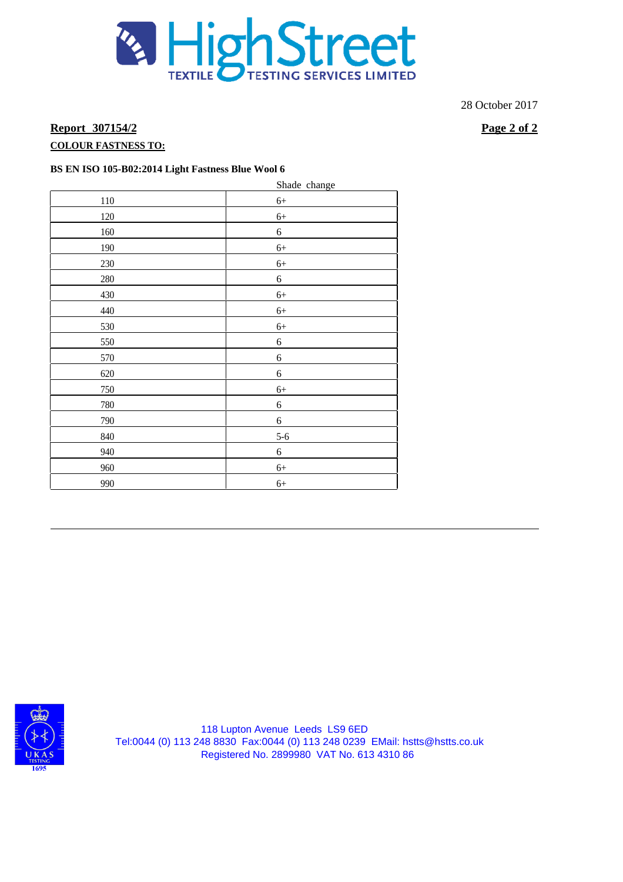# HighStreet TEXTILE TESTING SERVICES LIMITED

28 October 2017

**Report 307154/2**

**COLOUR FASTNESS TO:**

**BS EN ISO 105-B02:2014 Light Fastness Blue Wool 6**

| | Shade change |
|---|---|
| 110 | 6+ |
| 120 | 6+ |
| 160 | 6 |
| 190 | 6+ |
| 230 | 6+ |
| 280 | 6 |
| 430 | 6+ |
| 440 | 6+ |
| 530 | 6+ |
| 550 | 6 |
| 570 | 6 |
| 620 | 6 |
| 750 | 6+ |
| 780 | 6 |
| 790 | 6 |
| 840 | 5-6 |
| 940 | 6 |
| 960 | 6+ |
| 990 | 6+ |

UKAS TESTING 1695

118 Lupton Avenue Leeds LS9 6ED
Tel:0044 (0) 113 248 8830 Fax:0044 (0) 113 248 0239 EMail: hstts@hstts.co.uk
Registered No. 2899980 VAT No. 613 4310 86